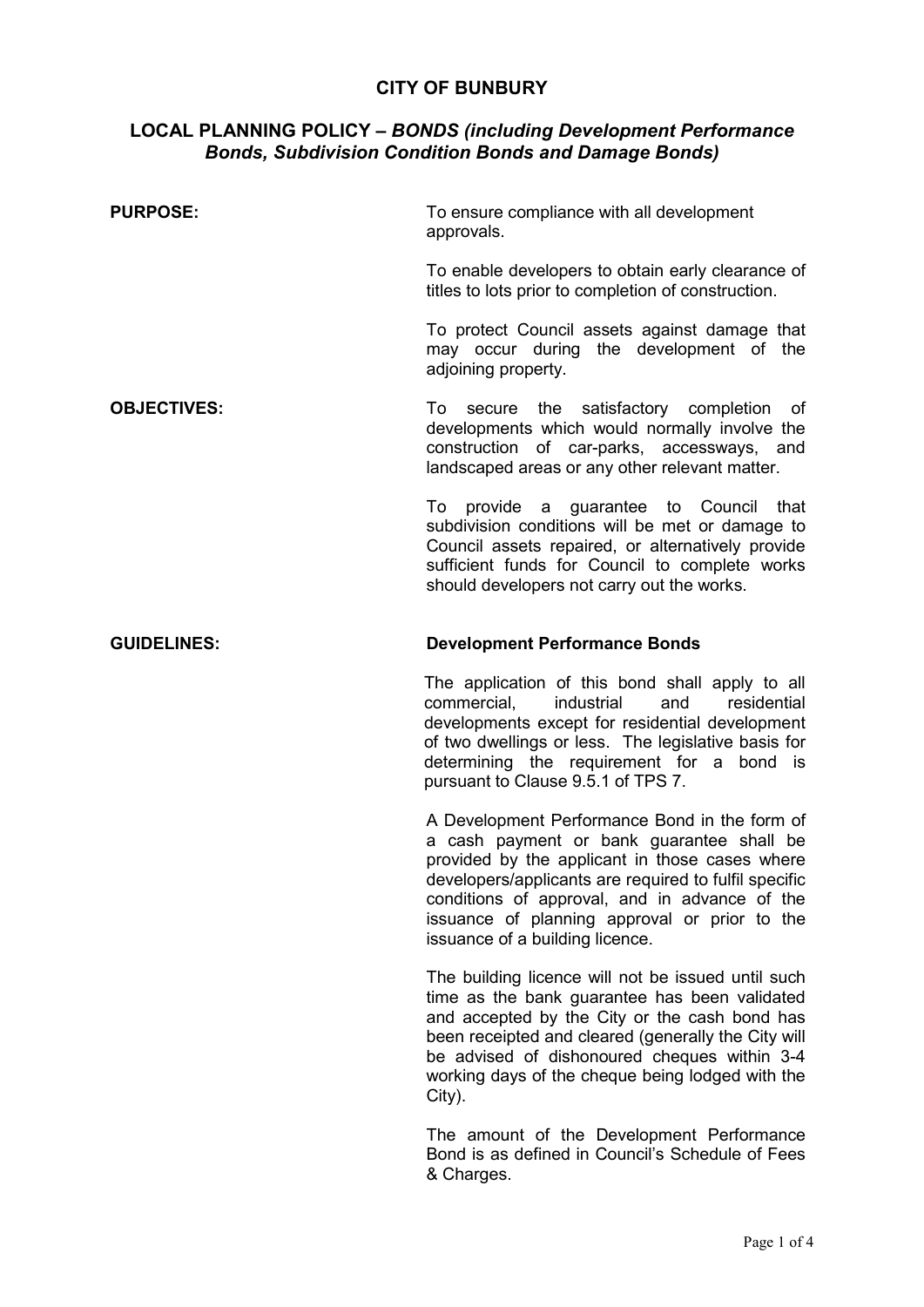# CITY OF BUNBURY

## LOCAL PLANNING POLICY – *BONDS (including Development Performance Bonds, Subdivision Condition Bonds and Damage Bonds)*

**PURPOSE:**

To ensure compliance with all development approvals.

To enable developers to obtain early clearance of titles to lots prior to completion of construction.

To protect Council assets against damage that may occur during the development of the adjoining property.

**OBJECTIVES:**

To secure the satisfactory completion of developments which would normally involve the construction of car-parks, accessways, and landscaped areas or any other relevant matter.

To provide a guarantee to Council that subdivision conditions will be met or damage to Council assets repaired, or alternatively provide sufficient funds for Council to complete works should developers not carry out the works.

**GUIDELINES:**

**Development Performance Bonds**

The application of this bond shall apply to all commercial, industrial and residential developments except for residential development of two dwellings or less. The legislative basis for determining the requirement for a bond is pursuant to Clause 9.5.1 of TPS 7.

A Development Performance Bond in the form of a cash payment or bank guarantee shall be provided by the applicant in those cases where developers/applicants are required to fulfil specific conditions of approval, and in advance of the issuance of planning approval or prior to the issuance of a building licence.

The building licence will not be issued until such time as the bank guarantee has been validated and accepted by the City or the cash bond has been receipted and cleared (generally the City will be advised of dishonoured cheques within 3-4 working days of the cheque being lodged with the City).

The amount of the Development Performance Bond is as defined in Council's Schedule of Fees & Charges.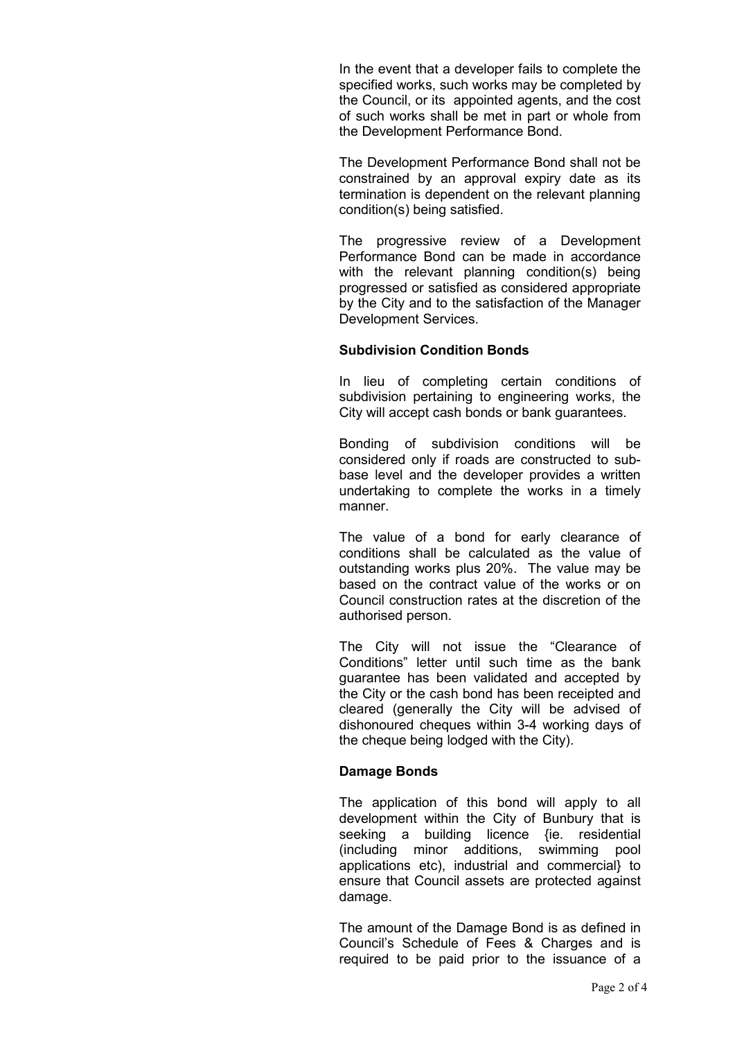In the event that a developer fails to complete the specified works, such works may be completed by the Council, or its appointed agents, and the cost of such works shall be met in part or whole from the Development Performance Bond.

The Development Performance Bond shall not be constrained by an approval expiry date as its termination is dependent on the relevant planning condition(s) being satisfied.

The progressive review of a Development Performance Bond can be made in accordance with the relevant planning condition(s) being progressed or satisfied as considered appropriate by the City and to the satisfaction of the Manager Development Services.

**Subdivision Condition Bonds**

In lieu of completing certain conditions of subdivision pertaining to engineering works, the City will accept cash bonds or bank guarantees.

Bonding of subdivision conditions will be considered only if roads are constructed to sub-base level and the developer provides a written undertaking to complete the works in a timely manner.

The value of a bond for early clearance of conditions shall be calculated as the value of outstanding works plus 20%. The value may be based on the contract value of the works or on Council construction rates at the discretion of the authorised person.

The City will not issue the "Clearance of Conditions" letter until such time as the bank guarantee has been validated and accepted by the City or the cash bond has been receipted and cleared (generally the City will be advised of dishonoured cheques within 3-4 working days of the cheque being lodged with the City).

**Damage Bonds**

The application of this bond will apply to all development within the City of Bunbury that is seeking a building licence {ie. residential (including minor additions, swimming pool applications etc), industrial and commercial} to ensure that Council assets are protected against damage.

The amount of the Damage Bond is as defined in Council's Schedule of Fees & Charges and is required to be paid prior to the issuance of a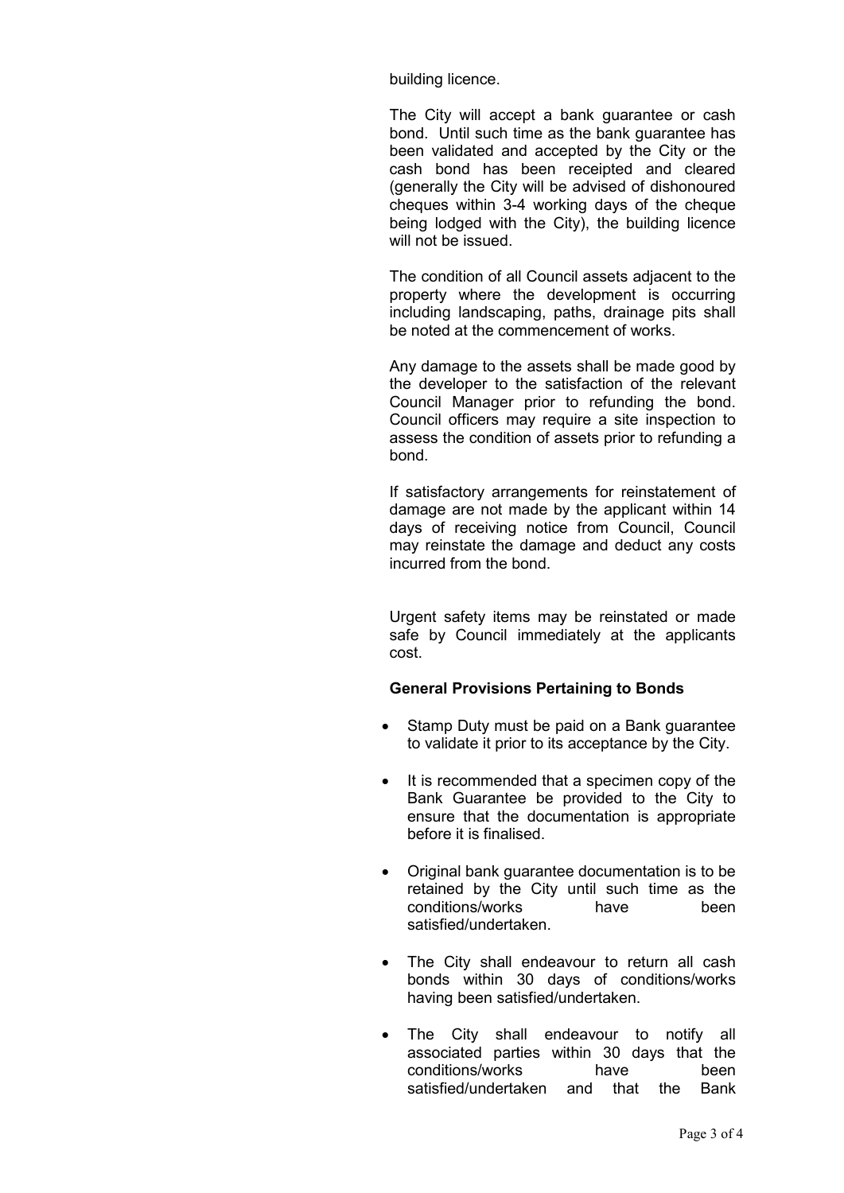building licence.

The City will accept a bank guarantee or cash bond. Until such time as the bank guarantee has been validated and accepted by the City or the cash bond has been receipted and cleared (generally the City will be advised of dishonoured cheques within 3-4 working days of the cheque being lodged with the City), the building licence will not be issued.

The condition of all Council assets adjacent to the property where the development is occurring including landscaping, paths, drainage pits shall be noted at the commencement of works.

Any damage to the assets shall be made good by the developer to the satisfaction of the relevant Council Manager prior to refunding the bond. Council officers may require a site inspection to assess the condition of assets prior to refunding a bond.

If satisfactory arrangements for reinstatement of damage are not made by the applicant within 14 days of receiving notice from Council, Council may reinstate the damage and deduct any costs incurred from the bond.

Urgent safety items may be reinstated or made safe by Council immediately at the applicants cost.

**General Provisions Pertaining to Bonds**

- Stamp Duty must be paid on a Bank guarantee to validate it prior to its acceptance by the City.
- It is recommended that a specimen copy of the Bank Guarantee be provided to the City to ensure that the documentation is appropriate before it is finalised.
- Original bank guarantee documentation is to be retained by the City until such time as the conditions/works have been satisfied/undertaken.
- The City shall endeavour to return all cash bonds within 30 days of conditions/works having been satisfied/undertaken.
- The City shall endeavour to notify all associated parties within 30 days that the conditions/works have been satisfied/undertaken and that the Bank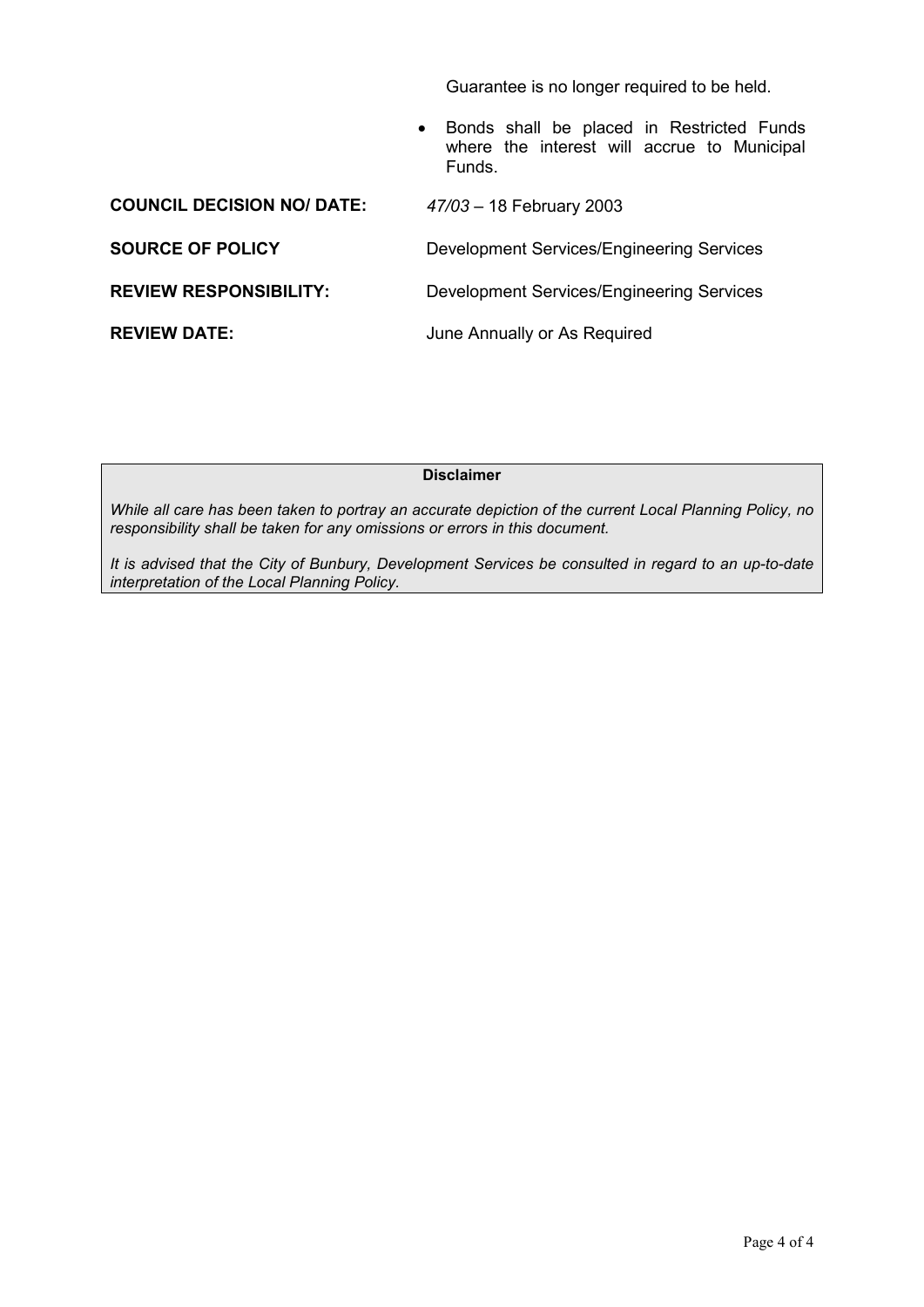Guarantee is no longer required to be held.

- Bonds shall be placed in Restricted Funds where the interest will accrue to Municipal Funds.

| | |
|---|---|
| **COUNCIL DECISION NO/ DATE:** | *47/03* – 18 February 2003 |
| **SOURCE OF POLICY** | Development Services/Engineering Services |
| **REVIEW RESPONSIBILITY:** | Development Services/Engineering Services |
| **REVIEW DATE:** | June Annually or As Required |

**Disclaimer**

*While all care has been taken to portray an accurate depiction of the current Local Planning Policy, no responsibility shall be taken for any omissions or errors in this document.*

*It is advised that the City of Bunbury, Development Services be consulted in regard to an up-to-date interpretation of the Local Planning Policy.*